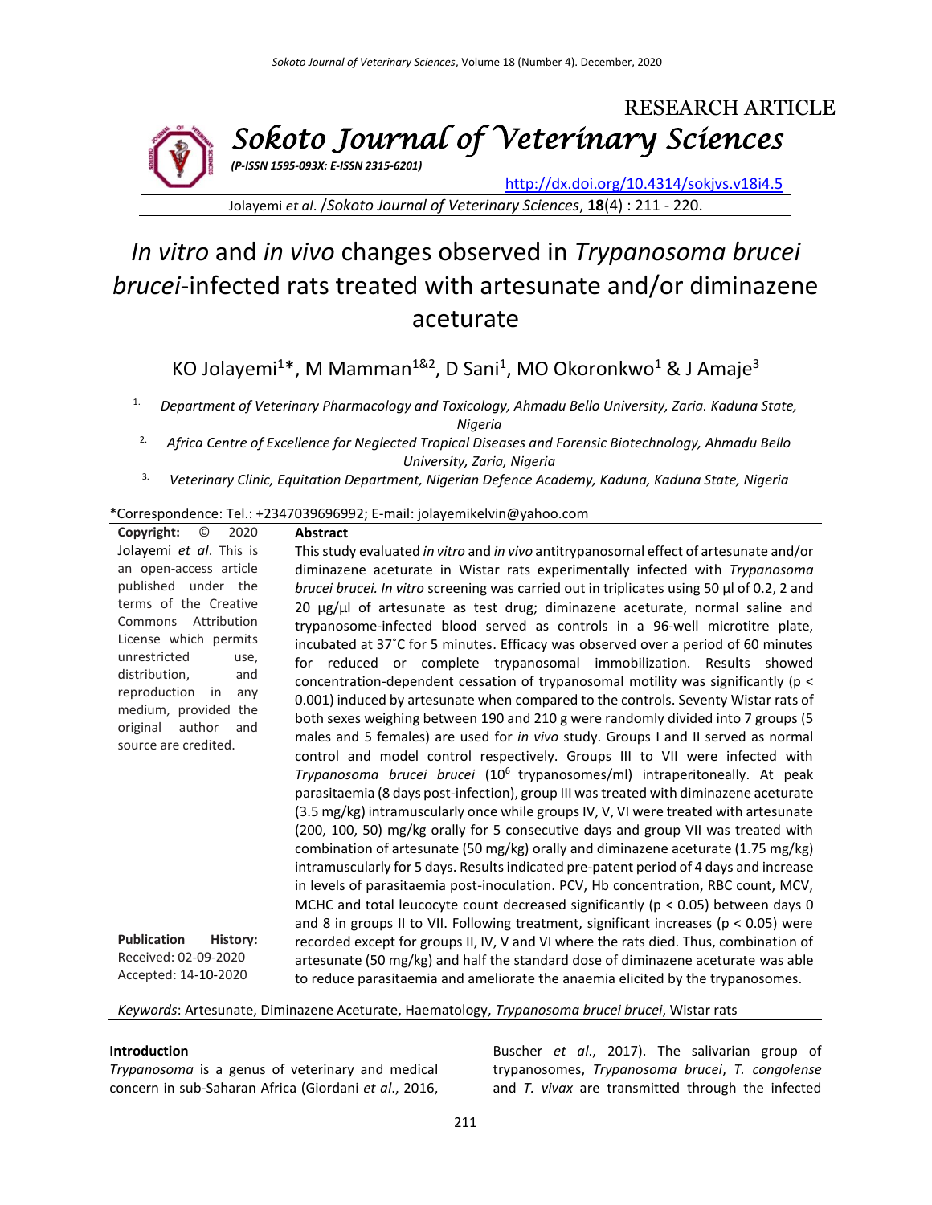RESEARCH ARTICLE

# Sokoto Journal of Veterinary Sciences

*(P-ISSN 1595-093X: E-ISSN 2315-6201)*

http://dx.doi.org/10.4314/sokjvs.v18i4.5

Jolayemi *et al*. /*Sokoto Journal of Veterinary Sciences*, **18**(4) : 211 - 220.

# *In vitro* and *in vivo* changes observed in *Trypanosoma brucei brucei*-infected rats treated with artesunate and/or diminazene aceturate

KO Jolayemi[1]*, M Mamman[1&2], D Sani[1], MO Okoronkwo[1] & J Amaje[3]

1. *Department of Veterinary Pharmacology and Toxicology, Ahmadu Bello University, Zaria. Kaduna State, Nigeria*
2. *Africa Centre of Excellence for Neglected Tropical Diseases and Forensic Biotechnology, Ahmadu Bello University, Zaria, Nigeria*
3. *Veterinary Clinic, Equitation Department, Nigerian Defence Academy, Kaduna, Kaduna State, Nigeria*

*Correspondence: Tel.: +2347039696992; E-mail: jolayemikelvin@yahoo.com

**Copyright:** © 2020 Jolayemi *et al*. This is an open-access article published under the terms of the Creative Commons Attribution License which permits unrestricted use, distribution, and reproduction in any medium, provided the original author and source are credited.

**Publication History:**
Received: 02-09-2020
Accepted: 14-10-2020

## Abstract

This study evaluated *in vitro* and *in vivo* antitrypanosomal effect of artesunate and/or diminazene aceturate in Wistar rats experimentally infected with *Trypanosoma brucei brucei. In vitro* screening was carried out in triplicates using 50 µl of 0.2, 2 and 20 µg/µl of artesunate as test drug; diminazene aceturate, normal saline and trypanosome-infected blood served as controls in a 96-well microtitre plate, incubated at 37˚C for 5 minutes. Efficacy was observed over a period of 60 minutes for reduced or complete trypanosomal immobilization. Results showed concentration-dependent cessation of trypanosomal motility was significantly ($p < 0.001$) induced by artesunate when compared to the controls. Seventy Wistar rats of both sexes weighing between 190 and 210 g were randomly divided into 7 groups (5 males and 5 females) are used for *in vivo* study. Groups I and II served as normal control and model control respectively. Groups III to VII were infected with *Trypanosoma brucei brucei* ($10^6$ trypanosomes/ml) intraperitoneally. At peak parasitaemia (8 days post-infection), group III was treated with diminazene aceturate (3.5 mg/kg) intramuscularly once while groups IV, V, VI were treated with artesunate (200, 100, 50) mg/kg orally for 5 consecutive days and group VII was treated with combination of artesunate (50 mg/kg) orally and diminazene aceturate (1.75 mg/kg) intramuscularly for 5 days. Results indicated pre-patent period of 4 days and increase in levels of parasitaemia post-inoculation. PCV, Hb concentration, RBC count, MCV, MCHC and total leucocyte count decreased significantly ($p < 0.05$) between days 0 and 8 in groups II to VII. Following treatment, significant increases ($p < 0.05$) were recorded except for groups II, IV, V and VI where the rats died. Thus, combination of artesunate (50 mg/kg) and half the standard dose of diminazene aceturate was able to reduce parasitaemia and ameliorate the anaemia elicited by the trypanosomes.

*Keywords*: Artesunate, Diminazene Aceturate, Haematology, *Trypanosoma brucei brucei*, Wistar rats

## Introduction

*Trypanosoma* is a genus of veterinary and medical concern in sub-Saharan Africa (Giordani *et al*., 2016, Buscher *et al*., 2017). The salivarian group of trypanosomes, *Trypanosoma brucei*, *T. congolense* and *T. vivax* are transmitted through the infected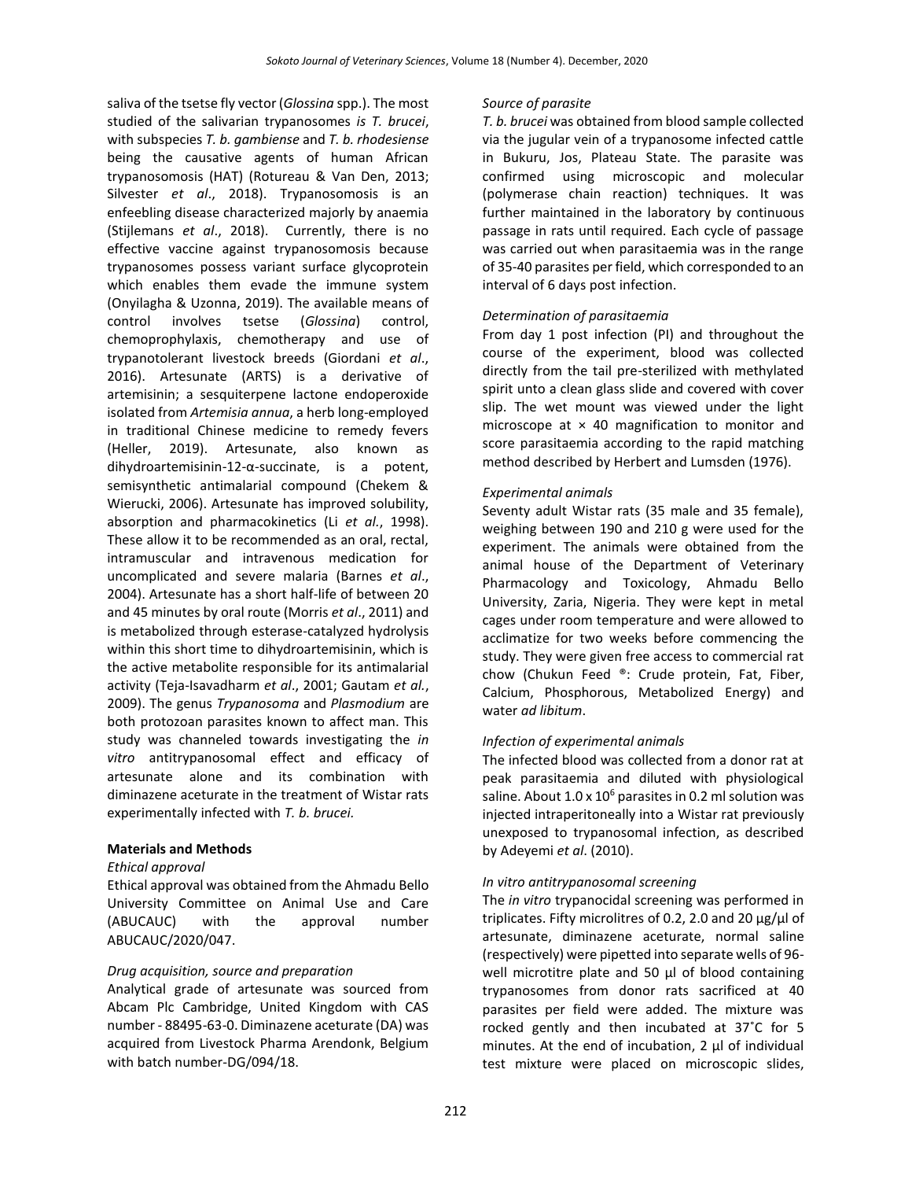saliva of the tsetse fly vector (*Glossina* spp.). The most studied of the salivarian trypanosomes *is T. brucei*, with subspecies *T. b. gambiense* and *T. b. rhodesiense* being the causative agents of human African trypanosomosis (HAT) (Rotureau & Van Den, 2013; Silvester *et al*., 2018). Trypanosomosis is an enfeebling disease characterized majorly by anaemia (Stijlemans *et al*., 2018). Currently, there is no effective vaccine against trypanosomosis because trypanosomes possess variant surface glycoprotein which enables them evade the immune system (Onyilagha & Uzonna, 2019). The available means of control involves tsetse (*Glossina*) control, chemoprophylaxis, chemotherapy and use of trypanotolerant livestock breeds (Giordani *et al*., 2016). Artesunate (ARTS) is a derivative of artemisinin; a sesquiterpene lactone endoperoxide isolated from *Artemisia annua*, a herb long-employed in traditional Chinese medicine to remedy fevers (Heller, 2019). Artesunate, also known as dihydroartemisinin-12-α-succinate, is a potent, semisynthetic antimalarial compound (Chekem & Wierucki, 2006). Artesunate has improved solubility, absorption and pharmacokinetics (Li *et al*., 1998). These allow it to be recommended as an oral, rectal, intramuscular and intravenous medication for uncomplicated and severe malaria (Barnes *et al*., 2004). Artesunate has a short half-life of between 20 and 45 minutes by oral route (Morris *et al*., 2011) and is metabolized through esterase-catalyzed hydrolysis within this short time to dihydroartemisinin, which is the active metabolite responsible for its antimalarial activity (Teja-Isavadharm *et al*., 2001; Gautam *et al.*, 2009). The genus *Trypanosoma* and *Plasmodium* are both protozoan parasites known to affect man. This study was channeled towards investigating the *in vitro* antitrypanosomal effect and efficacy of artesunate alone and its combination with diminazene aceturate in the treatment of Wistar rats experimentally infected with *T. b. brucei.*

## Materials and Methods

*Ethical approval*

Ethical approval was obtained from the Ahmadu Bello University Committee on Animal Use and Care (ABUCAUC) with the approval number ABUCAUC/2020/047.

*Drug acquisition, source and preparation*

Analytical grade of artesunate was sourced from Abcam Plc Cambridge, United Kingdom with CAS number - 88495-63-0. Diminazene aceturate (DA) was acquired from Livestock Pharma Arendonk, Belgium with batch number-DG/094/18.

*Source of parasite*

*T. b. brucei* was obtained from blood sample collected via the jugular vein of a trypanosome infected cattle in Bukuru, Jos, Plateau State. The parasite was confirmed using microscopic and molecular (polymerase chain reaction) techniques. It was further maintained in the laboratory by continuous passage in rats until required. Each cycle of passage was carried out when parasitaemia was in the range of 35-40 parasites per field, which corresponded to an interval of 6 days post infection.

*Determination of parasitaemia*

From day 1 post infection (PI) and throughout the course of the experiment, blood was collected directly from the tail pre-sterilized with methylated spirit unto a clean glass slide and covered with cover slip. The wet mount was viewed under the light microscope at × 40 magnification to monitor and score parasitaemia according to the rapid matching method described by Herbert and Lumsden (1976).

*Experimental animals*

Seventy adult Wistar rats (35 male and 35 female), weighing between 190 and 210 g were used for the experiment. The animals were obtained from the animal house of the Department of Veterinary Pharmacology and Toxicology, Ahmadu Bello University, Zaria, Nigeria. They were kept in metal cages under room temperature and were allowed to acclimatize for two weeks before commencing the study. They were given free access to commercial rat chow (Chukun Feed ®: Crude protein, Fat, Fiber, Calcium, Phosphorous, Metabolized Energy) and water *ad libitum*.

*Infection of experimental animals*

The infected blood was collected from a donor rat at peak parasitaemia and diluted with physiological saline. About $1.0 \times 10^6$ parasites in 0.2 ml solution was injected intraperitoneally into a Wistar rat previously unexposed to trypanosomal infection, as described by Adeyemi *et al*. (2010).

*In vitro antitrypanosomal screening*

The *in vitro* trypanocidal screening was performed in triplicates. Fifty microlitres of 0.2, 2.0 and 20 µg/µl of artesunate, diminazene aceturate, normal saline (respectively) were pipetted into separate wells of 96-well microtitre plate and 50 µl of blood containing trypanosomes from donor rats sacrificed at 40 parasites per field were added. The mixture was rocked gently and then incubated at 37˚C for 5 minutes. At the end of incubation, 2 µl of individual test mixture were placed on microscopic slides,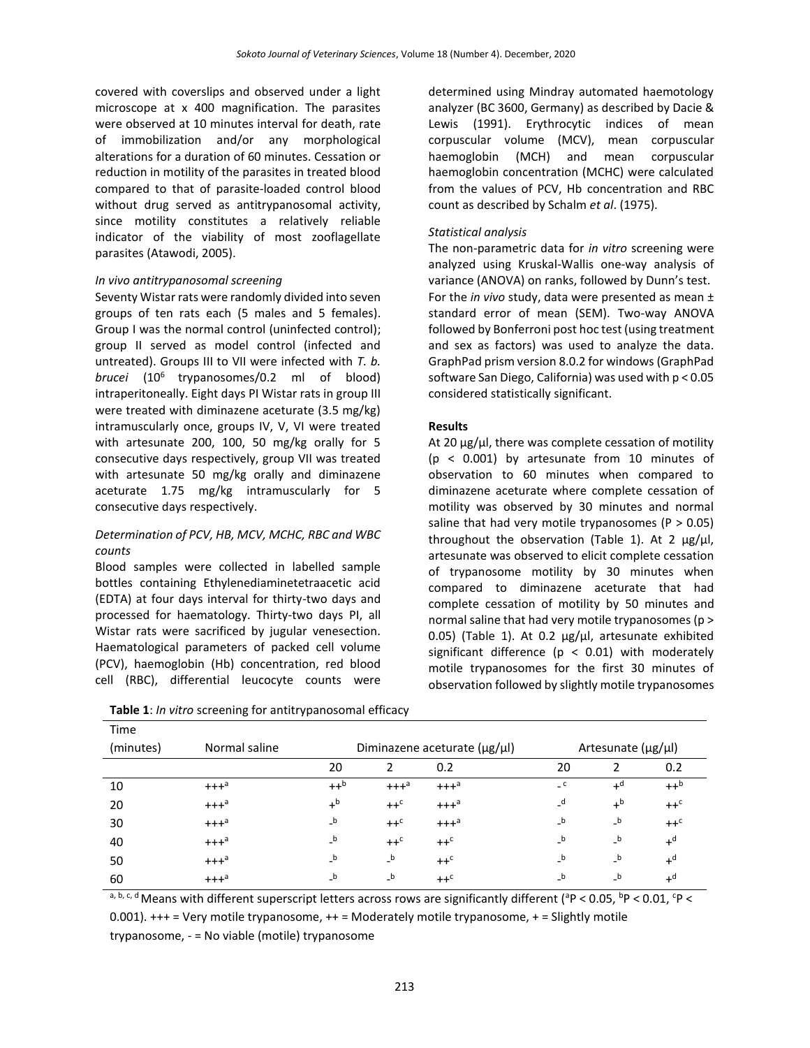covered with coverslips and observed under a light microscope at x 400 magnification. The parasites were observed at 10 minutes interval for death, rate of immobilization and/or any morphological alterations for a duration of 60 minutes. Cessation or reduction in motility of the parasites in treated blood compared to that of parasite-loaded control blood without drug served as antitrypanosomal activity, since motility constitutes a relatively reliable indicator of the viability of most zooflagellate parasites (Atawodi, 2005).

*In vivo antitrypanosomal screening*

Seventy Wistar rats were randomly divided into seven groups of ten rats each (5 males and 5 females). Group I was the normal control (uninfected control); group II served as model control (infected and untreated). Groups III to VII were infected with *T. b. brucei* ($10^6$ trypanosomes/0.2 ml of blood) intraperitoneally. Eight days PI Wistar rats in group III were treated with diminazene aceturate (3.5 mg/kg) intramuscularly once, groups IV, V, VI were treated with artesunate 200, 100, 50 mg/kg orally for 5 consecutive days respectively, group VII was treated with artesunate 50 mg/kg orally and diminazene aceturate 1.75 mg/kg intramuscularly for 5 consecutive days respectively.

*Determination of PCV, HB, MCV, MCHC, RBC and WBC counts*

Blood samples were collected in labelled sample bottles containing Ethylenediaminetetraacetic acid (EDTA) at four days interval for thirty-two days and processed for haematology. Thirty-two days PI, all Wistar rats were sacrificed by jugular venesection. Haematological parameters of packed cell volume (PCV), haemoglobin (Hb) concentration, red blood cell (RBC), differential leucocyte counts were determined using Mindray automated haemotology analyzer (BC 3600, Germany) as described by Dacie & Lewis (1991). Erythrocytic indices of mean corpuscular volume (MCV), mean corpuscular haemoglobin (MCH) and mean corpuscular haemoglobin concentration (MCHC) were calculated from the values of PCV, Hb concentration and RBC count as described by Schalm *et al*. (1975).

*Statistical analysis*

The non-parametric data for *in vitro* screening were analyzed using Kruskal-Wallis one-way analysis of variance (ANOVA) on ranks, followed by Dunn's test. For the *in vivo* study, data were presented as mean ± standard error of mean (SEM). Two-way ANOVA followed by Bonferroni post hoc test (using treatment and sex as factors) was used to analyze the data. GraphPad prism version 8.0.2 for windows (GraphPad software San Diego, California) was used with $p < 0.05$ considered statistically significant.

**Results**

At 20 µg/µl, there was complete cessation of motility ($p < 0.001$) by artesunate from 10 minutes of observation to 60 minutes when compared to diminazene aceturate where complete cessation of motility was observed by 30 minutes and normal saline that had very motile trypanosomes ($P > 0.05$) throughout the observation (Table 1). At 2 µg/µl, artesunate was observed to elicit complete cessation of trypanosome motility by 30 minutes when compared to diminazene aceturate that had complete cessation of motility by 50 minutes and normal saline that had very motile trypanosomes ($p > 0.05$) (Table 1). At 0.2 µg/µl, artesunate exhibited significant difference ($p < 0.01$) with moderately motile trypanosomes for the first 30 minutes of observation followed by slightly motile trypanosomes

**Table 1**: *In vitro* screening for antitrypanosomal efficacy

| Time (minutes) | Normal saline | Diminazene aceturate (µg/µl) | | | Artesunate (µg/µl) | | |
|---|---|---|---|---|---|---|---|
| | | 20 | 2 | 0.2 | 20 | 2 | 0.2 |
| 10 | +++[a] | ++[b] | +++[a] | +++[a] | -[c] | +[d] | ++[b] |
| 20 | +++[a] | +[b] | ++[c] | +++[a] | -[d] | +[b] | ++[c] |
| 30 | +++[a] | -[b] | ++[c] | +++[a] | -[b] | -[b] | ++[c] |
| 40 | +++[a] | -[b] | ++[c] | ++[c] | -[b] | -[b] | +[d] |
| 50 | +++[a] | -[b] | -[b] | ++[c] | -[b] | -[b] | +[d] |
| 60 | +++[a] | -[b] | -[b] | ++[c] | -[b] | -[b] | +[d] |

[a, b, c, d] Means with different superscript letters across rows are significantly different ([a]$P < 0.05$, [b]$P < 0.01$, [c]$P < 0.001$). +++ = Very motile trypanosome, ++ = Moderately motile trypanosome, + = Slightly motile trypanosome, - = No viable (motile) trypanosome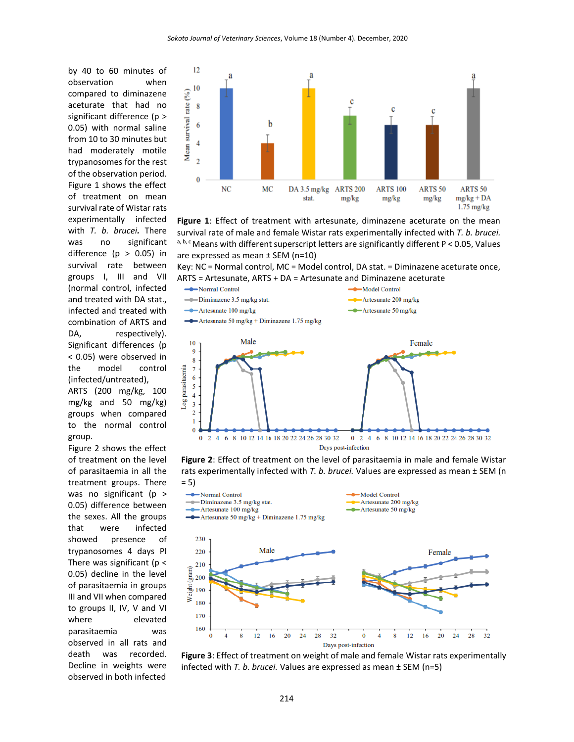by 40 to 60 minutes of observation when compared to diminazene aceturate that had no significant difference ($p > 0.05$) with normal saline from 10 to 30 minutes but had moderately motile trypanosomes for the rest of the observation period. Figure 1 shows the effect of treatment on mean survival rate of Wistar rats experimentally infected with *T. b. brucei.* There was no significant difference ($p > 0.05$) in survival rate between groups I, III and VII (normal control, infected and treated with DA stat., infected and treated with combination of ARTS and DA, respectively). Significant differences ($p < 0.05$) were observed in the model control (infected/untreated), ARTS (200 mg/kg, 100 mg/kg and 50 mg/kg) groups when compared to the normal control group.

Figure 2 shows the effect of level of treatment on the level of parasitaemia in all the treatment groups. There was no significant ($p > 0.05$) difference between the sexes. All the groups that were infected showed presence of trypanosomes 4 days PI There was significant ($p < 0.05$) decline in the level of parasitaemia in groups III and VII when compared to groups II, IV, V and VI where elevated parasitaemia was observed in all rats and death was recorded. Decline in weights were observed in both infected

**Figure 1**: Effect of treatment with artesunate, diminazene aceturate on the mean survival rate of male and female Wistar rats experimentally infected with *T. b. brucei.* [a, b, c] Means with different superscript letters are significantly different $P < 0.05$, Values are expressed as mean ± SEM (n=10)
Key: NC = Normal control, MC = Model control, DA stat. = Diminazene aceturate once, ARTS = Artesunate, ARTS + DA = Artesunate and Diminazene aceturate

**Figure 2**: Effect of treatment on the level of parasitaemia in male and female Wistar rats experimentally infected with *T. b. brucei.* Values are expressed as mean ± SEM (n = 5)

**Figure 3**: Effect of treatment on weight of male and female Wistar rats experimentally infected with *T. b. brucei.* Values are expressed as mean ± SEM (n=5)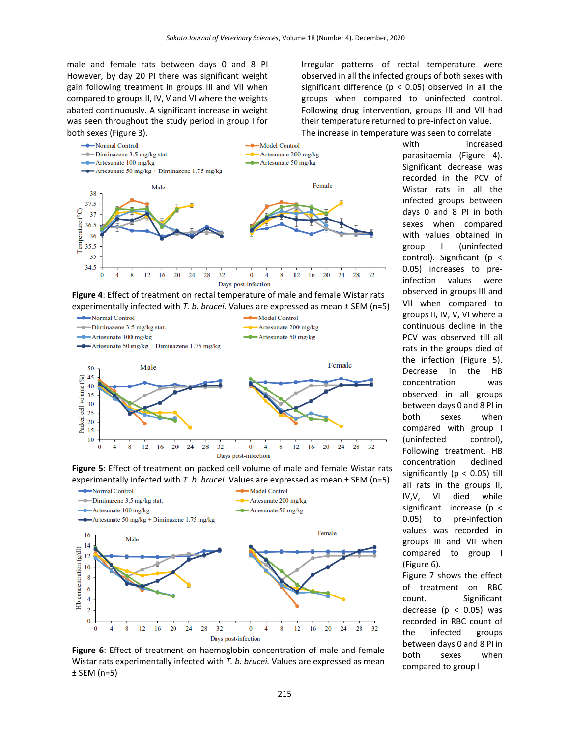male and female rats between days 0 and 8 PI However, by day 20 PI there was significant weight gain following treatment in groups III and VII when compared to groups II, IV, V and VI where the weights abated continuously. A significant increase in weight was seen throughout the study period in group I for both sexes (Figure 3).

Irregular patterns of rectal temperature were observed in all the infected groups of both sexes with significant difference ($p < 0.05$) observed in all the groups when compared to uninfected control. Following drug intervention, groups III and VII had their temperature returned to pre-infection value. The increase in temperature was seen to correlate with increased parasitaemia (Figure 4). Significant decrease was recorded in the PCV of Wistar rats in all the infected groups between days 0 and 8 PI in both sexes when compared with values obtained in group I (uninfected control). Significant ($p < 0.05$) increases to pre-infection values were observed in groups III and VII when compared to groups II, IV, V, VI where a continuous decline in the PCV was observed till all rats in the groups died of the infection (Figure 5). Decrease in the HB concentration was observed in all groups between days 0 and 8 PI in both sexes when compared with group I (uninfected control), Following treatment, HB concentration declined significantly ($p < 0.05$) till all rats in the groups II, IV,V, VI died while significant increase ($p < 0.05$) to pre-infection values was recorded in groups III and VII when compared to group I (Figure 6).

Figure 7 shows the effect of treatment on RBC count. Significant decrease ($p < 0.05$) was recorded in RBC count of the infected groups between days 0 and 8 PI in both sexes when compared to group I

**Figure 4**: Effect of treatment on rectal temperature of male and female Wistar rats experimentally infected with *T. b. brucei.* Values are expressed as mean ± SEM (n=5)

**Figure 5**: Effect of treatment on packed cell volume of male and female Wistar rats experimentally infected with *T. b. brucei.* Values are expressed as mean ± SEM (n=5)

**Figure 6**: Effect of treatment on haemoglobin concentration of male and female Wistar rats experimentally infected with *T. b. brucei.* Values are expressed as mean ± SEM (n=5)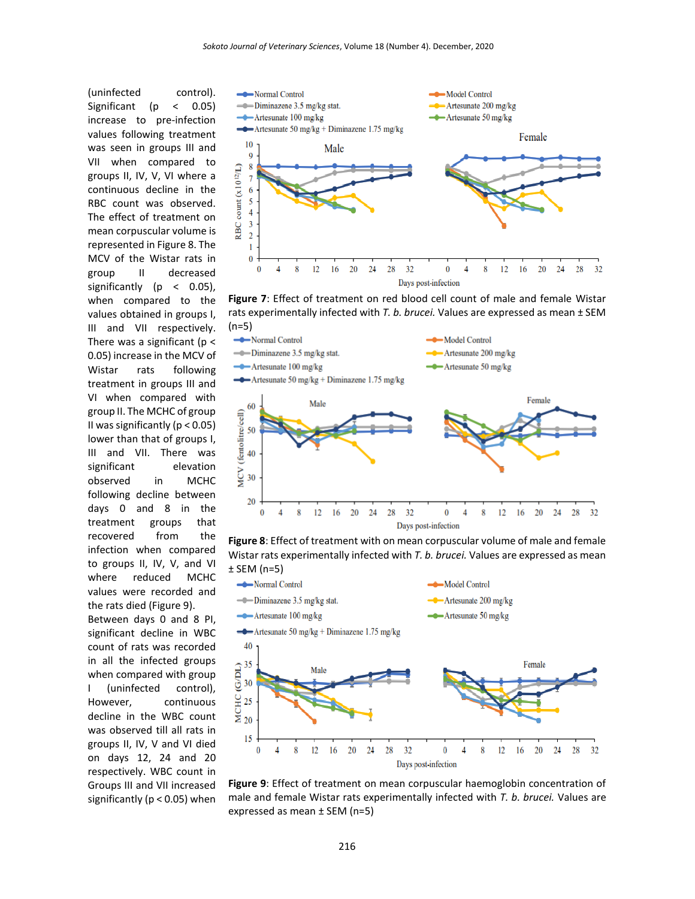(uninfected control). Significant ($p < 0.05$) increase to pre-infection values following treatment was seen in groups III and VII when compared to groups II, IV, V, VI where a continuous decline in the RBC count was observed. The effect of treatment on mean corpuscular volume is represented in Figure 8. The MCV of the Wistar rats in group II decreased significantly ($p < 0.05$), when compared to the values obtained in groups I, III and VII respectively. There was a significant ($p < 0.05$) increase in the MCV of Wistar rats following treatment in groups III and VI when compared with group II. The MCHC of group II was significantly ($p < 0.05$) lower than that of groups I, III and VII. There was significant elevation observed in MCHC following decline between days 0 and 8 in the treatment groups that recovered from the infection when compared to groups II, IV, V, and VI where reduced MCHC values were recorded and the rats died (Figure 9).

Between days 0 and 8 PI, significant decline in WBC count of rats was recorded in all the infected groups when compared with group I (uninfected control), However, continuous decline in the WBC count was observed till all rats in groups II, IV, V and VI died on days 12, 24 and 20 respectively. WBC count in Groups III and VII increased significantly ($p < 0.05$) when

**Figure 7**: Effect of treatment on red blood cell count of male and female Wistar rats experimentally infected with *T. b. brucei.* Values are expressed as mean ± SEM (n=5)

**Figure 8**: Effect of treatment with on mean corpuscular volume of male and female Wistar rats experimentally infected with *T. b. brucei.* Values are expressed as mean ± SEM (n=5)

**Figure 9**: Effect of treatment on mean corpuscular haemoglobin concentration of male and female Wistar rats experimentally infected with *T. b. brucei.* Values are expressed as mean ± SEM (n=5)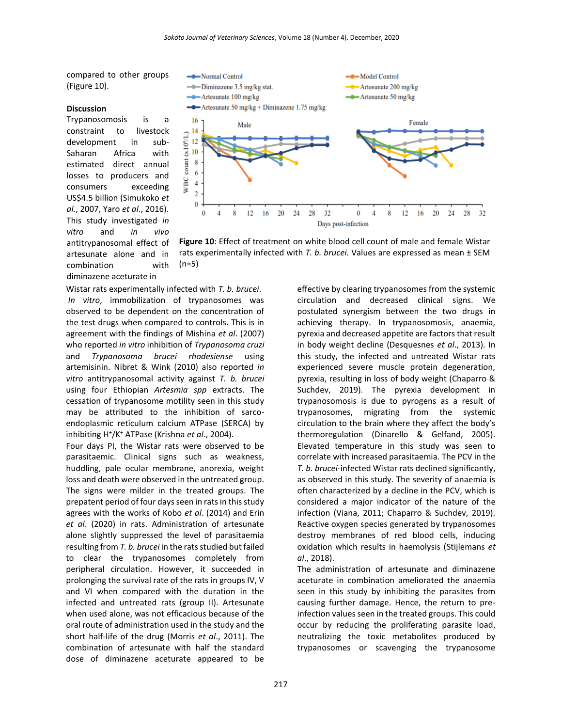compared to other groups (Figure 10).

**Figure 10**: Effect of treatment on white blood cell count of male and female Wistar rats experimentally infected with *T. b. brucei.* Values are expressed as mean ± SEM (n=5)

### Discussion

Trypanosomosis is a constraint to livestock development in sub-Saharan Africa with estimated direct annual losses to producers and consumers exceeding US$4.5 billion (Simukoko *et al.*, 2007, Yaro *et al.*, 2016). This study investigated *in vitro* and *in vivo* antitrypanosomal effect of artesunate alone and in combination with diminazene aceturate in Wistar rats experimentally infected with *T. b. brucei*.

*In vitro*, immobilization of trypanosomes was observed to be dependent on the concentration of the test drugs when compared to controls. This is in agreement with the findings of Mishina *et al*. (2007) who reported *in vitro* inhibition of *Trypanosoma cruzi* and *Trypanosoma brucei rhodesiense* using artemisinin. Nibret & Wink (2010) also reported *in vitro* antitrypanosomal activity against *T. b. brucei* using four Ethiopian *Artesmia spp* extracts. The cessation of trypanosome motility seen in this study may be attributed to the inhibition of sarco-endoplasmic reticulum calcium ATPase (SERCA) by inhibiting $H^+/K^+$ ATPase (Krishna *et al*., 2004).

Four days PI, the Wistar rats were observed to be parasitaemic. Clinical signs such as weakness, huddling, pale ocular membrane, anorexia, weight loss and death were observed in the untreated group. The signs were milder in the treated groups. The prepatent period of four days seen in rats in this study agrees with the works of Kobo *et al*. (2014) and Erin *et al*. (2020) in rats. Administration of artesunate alone slightly suppressed the level of parasitaemia resulting from *T. b. brucei* in the rats studied but failed to clear the trypanosomes completely from peripheral circulation. However, it succeeded in prolonging the survival rate of the rats in groups IV, V and VI when compared with the duration in the infected and untreated rats (group II). Artesunate when used alone, was not efficacious because of the oral route of administration used in the study and the short half-life of the drug (Morris *et al*., 2011). The combination of artesunate with half the standard dose of diminazene aceturate appeared to be effective by clearing trypanosomes from the systemic circulation and decreased clinical signs. We postulated synergism between the two drugs in achieving therapy. In trypanosomosis, anaemia, pyrexia and decreased appetite are factors that result in body weight decline (Desquesnes *et al*., 2013). In this study, the infected and untreated Wistar rats experienced severe muscle protein degeneration, pyrexia, resulting in loss of body weight (Chaparro & Suchdev, 2019). The pyrexia development in trypanosomosis is due to pyrogens as a result of trypanosomes, migrating from the systemic circulation to the brain where they affect the body's thermoregulation (Dinarello & Gelfand, 2005). Elevated temperature in this study was seen to correlate with increased parasitaemia. The PCV in the *T. b. brucei*-infected Wistar rats declined significantly, as observed in this study. The severity of anaemia is often characterized by a decline in the PCV, which is considered a major indicator of the nature of the infection (Viana, 2011; Chaparro & Suchdev, 2019). Reactive oxygen species generated by trypanosomes destroy membranes of red blood cells, inducing oxidation which results in haemolysis (Stijlemans *et al*., 2018).

The administration of artesunate and diminazene aceturate in combination ameliorated the anaemia seen in this study by inhibiting the parasites from causing further damage. Hence, the return to pre-infection values seen in the treated groups. This could occur by reducing the proliferating parasite load, neutralizing the toxic metabolites produced by trypanosomes or scavenging the trypanosome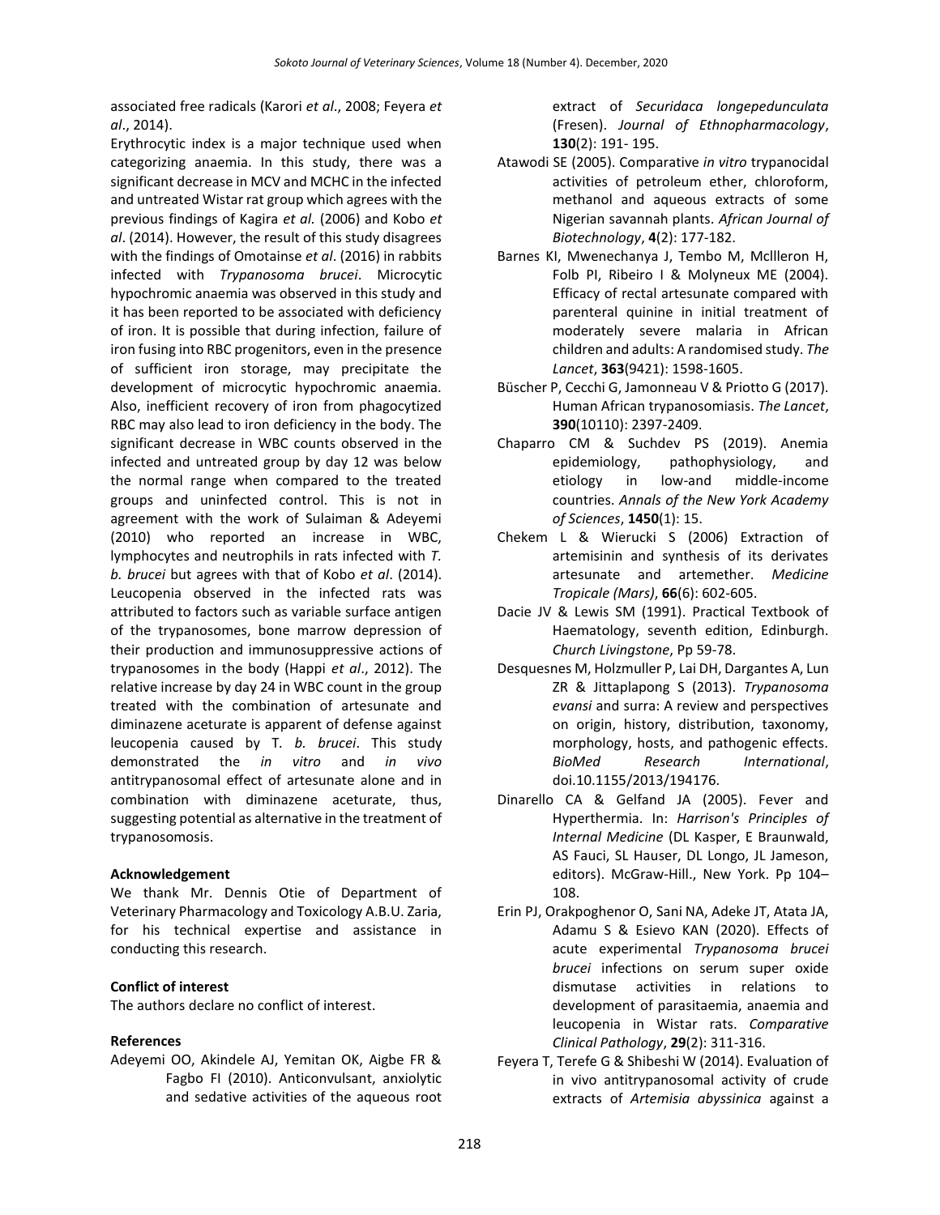associated free radicals (Karori *et al*., 2008; Feyera *et al*., 2014).

Erythrocytic index is a major technique used when categorizing anaemia. In this study, there was a significant decrease in MCV and MCHC in the infected and untreated Wistar rat group which agrees with the previous findings of Kagira *et al.* (2006) and Kobo *et al*. (2014). However, the result of this study disagrees with the findings of Omotainse *et al*. (2016) in rabbits infected with *Trypanosoma brucei*. Microcytic hypochromic anaemia was observed in this study and it has been reported to be associated with deficiency of iron. It is possible that during infection, failure of iron fusing into RBC progenitors, even in the presence of sufficient iron storage, may precipitate the development of microcytic hypochromic anaemia. Also, inefficient recovery of iron from phagocytized RBC may also lead to iron deficiency in the body. The significant decrease in WBC counts observed in the infected and untreated group by day 12 was below the normal range when compared to the treated groups and uninfected control. This is not in agreement with the work of Sulaiman & Adeyemi (2010) who reported an increase in WBC, lymphocytes and neutrophils in rats infected with *T. b. brucei* but agrees with that of Kobo *et al*. (2014). Leucopenia observed in the infected rats was attributed to factors such as variable surface antigen of the trypanosomes, bone marrow depression of their production and immunosuppressive actions of trypanosomes in the body (Happi *et al*., 2012). The relative increase by day 24 in WBC count in the group treated with the combination of artesunate and diminazene aceturate is apparent of defense against leucopenia caused by T. *b. brucei*. This study demonstrated the *in vitro* and *in vivo* antitrypanosomal effect of artesunate alone and in combination with diminazene aceturate, thus, suggesting potential as alternative in the treatment of trypanosomosis.

**Acknowledgement**

We thank Mr. Dennis Otie of Department of Veterinary Pharmacology and Toxicology A.B.U. Zaria, for his technical expertise and assistance in conducting this research.

**Conflict of interest**

The authors declare no conflict of interest.

**References**

Adeyemi OO, Akindele AJ, Yemitan OK, Aigbe FR & Fagbo FI (2010). Anticonvulsant, anxiolytic and sedative activities of the aqueous root extract of *Securidaca longepedunculata* (Fresen). *Journal of Ethnopharmacology*, **130**(2): 191- 195.

Atawodi SE (2005). Comparative *in vitro* trypanocidal activities of petroleum ether, chloroform, methanol and aqueous extracts of some Nigerian savannah plants. *African Journal of Biotechnology*, **4**(2): 177-182.

Barnes KI, Mwenechanya J, Tembo M, Mcllleron H, Folb PI, Ribeiro I & Molyneux ME (2004). Efficacy of rectal artesunate compared with parenteral quinine in initial treatment of moderately severe malaria in African children and adults: A randomised study. *The Lancet*, **363**(9421): 1598-1605.

Büscher P, Cecchi G, Jamonneau V & Priotto G (2017). Human African trypanosomiasis. *The Lancet*, **390**(10110): 2397-2409.

Chaparro CM & Suchdev PS (2019). Anemia epidemiology, pathophysiology, and etiology in low-and middle-income countries. *Annals of the New York Academy of Sciences*, **1450**(1): 15.

Chekem L & Wierucki S (2006) Extraction of artemisinin and synthesis of its derivates artesunate and artemether. *Medicine Tropicale (Mars)*, **66**(6): 602-605.

Dacie JV & Lewis SM (1991). Practical Textbook of Haematology, seventh edition, Edinburgh. *Church Livingstone*, Pp 59-78.

Desquesnes M, Holzmuller P, Lai DH, Dargantes A, Lun ZR & Jittaplapong S (2013). *Trypanosoma evansi* and surra: A review and perspectives on origin, history, distribution, taxonomy, morphology, hosts, and pathogenic effects. *BioMed Research International*, doi.10.1155/2013/194176.

Dinarello CA & Gelfand JA (2005). Fever and Hyperthermia. In: *Harrison's Principles of Internal Medicine* (DL Kasper, E Braunwald, AS Fauci, SL Hauser, DL Longo, JL Jameson, editors). McGraw-Hill., New York. Pp 104–108.

Erin PJ, Orakpoghenor O, Sani NA, Adeke JT, Atata JA, Adamu S & Esievo KAN (2020). Effects of acute experimental *Trypanosoma brucei brucei* infections on serum super oxide dismutase activities in relations to development of parasitaemia, anaemia and leucopenia in Wistar rats. *Comparative Clinical Pathology*, **29**(2): 311-316.

Feyera T, Terefe G & Shibeshi W (2014). Evaluation of in vivo antitrypanosomal activity of crude extracts of *Artemisia abyssinica* against a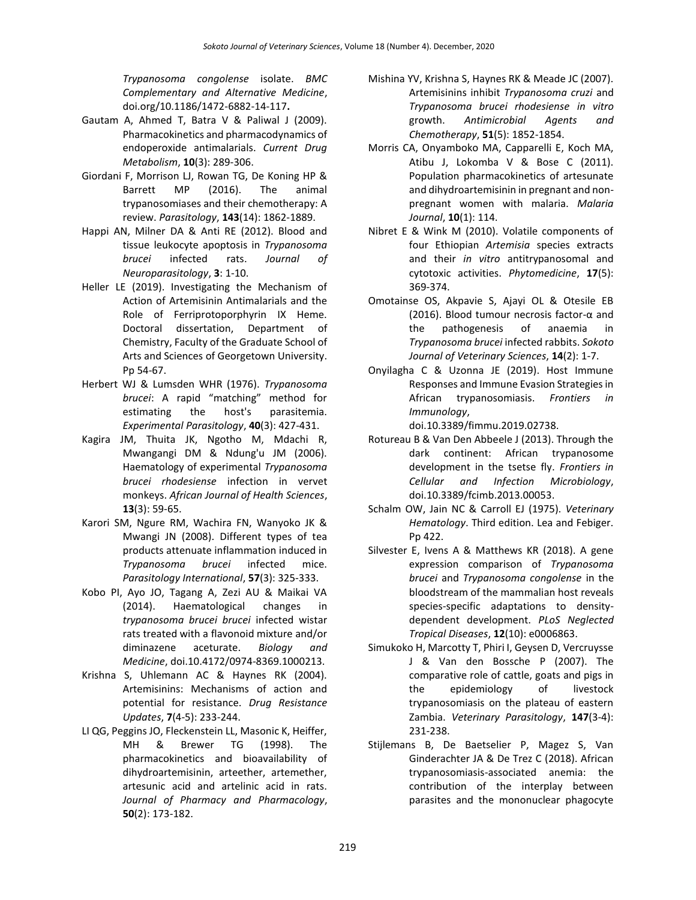*Trypanosoma congolense* isolate. *BMC Complementary and Alternative Medicine*, doi.org/10.1186/1472-6882-14-117**.**

Gautam A, Ahmed T, Batra V & Paliwal J (2009). Pharmacokinetics and pharmacodynamics of endoperoxide antimalarials. *Current Drug Metabolism*, **10**(3): 289-306.

Giordani F, Morrison LJ, Rowan TG, De Koning HP & Barrett MP (2016). The animal trypanosomiases and their chemotherapy: A review. *Parasitology*, **143**(14): 1862-1889.

Happi AN, Milner DA & Anti RE (2012). Blood and tissue leukocyte apoptosis in *Trypanosoma brucei* infected rats. *Journal of Neuroparasitology*, **3**: 1-10.

Heller LE (2019). Investigating the Mechanism of Action of Artemisinin Antimalarials and the Role of Ferriprotoporphyrin IX Heme. Doctoral dissertation, Department of Chemistry, Faculty of the Graduate School of Arts and Sciences of Georgetown University. Pp 54-67.

Herbert WJ & Lumsden WHR (1976). *Trypanosoma brucei*: A rapid "matching" method for estimating the host's parasitemia. *Experimental Parasitology*, **40**(3): 427-431.

Kagira JM, Thuita JK, Ngotho M, Mdachi R, Mwangangi DM & Ndung'u JM (2006). Haematology of experimental *Trypanosoma brucei rhodesiense* infection in vervet monkeys. *African Journal of Health Sciences*, **13**(3): 59-65.

Karori SM, Ngure RM, Wachira FN, Wanyoko JK & Mwangi JN (2008). Different types of tea products attenuate inflammation induced in *Trypanosoma brucei* infected mice. *Parasitology International*, **57**(3): 325-333.

Kobo PI, Ayo JO, Tagang A, Zezi AU & Maikai VA (2014). Haematological changes in *trypanosoma brucei brucei* infected wistar rats treated with a flavonoid mixture and/or diminazene aceturate. *Biology and Medicine*, doi.10.4172/0974-8369.1000213.

Krishna S, Uhlemann AC & Haynes RK (2004). Artemisinins: Mechanisms of action and potential for resistance. *Drug Resistance Updates*, **7**(4-5): 233-244.

LI QG, Peggins JO, Fleckenstein LL, Masonic K, Heiffer, MH & Brewer TG (1998). The pharmacokinetics and bioavailability of dihydroartemisinin, arteether, artemether, artesunic acid and artelinic acid in rats. *Journal of Pharmacy and Pharmacology*, **50**(2): 173-182.

Mishina YV, Krishna S, Haynes RK & Meade JC (2007). Artemisinins inhibit *Trypanosoma cruzi* and *Trypanosoma brucei rhodesiense in vitro* growth. *Antimicrobial Agents and Chemotherapy*, **51**(5): 1852-1854.

Morris CA, Onyamboko MA, Capparelli E, Koch MA, Atibu J, Lokomba V & Bose C (2011). Population pharmacokinetics of artesunate and dihydroartemisinin in pregnant and non-pregnant women with malaria. *Malaria Journal*, **10**(1): 114.

Nibret E & Wink M (2010). Volatile components of four Ethiopian *Artemisia* species extracts and their *in vitro* antitrypanosomal and cytotoxic activities. *Phytomedicine*, **17**(5): 369-374.

Omotainse OS, Akpavie S, Ajayi OL & Otesile EB (2016). Blood tumour necrosis factor-α and the pathogenesis of anaemia in *Trypanosoma brucei* infected rabbits. *Sokoto Journal of Veterinary Sciences*, **14**(2): 1-7.

Onyilagha C & Uzonna JE (2019). Host Immune Responses and Immune Evasion Strategies in African trypanosomiasis. *Frontiers in Immunology*, doi.10.3389/fimmu.2019.02738.

Rotureau B & Van Den Abbeele J (2013). Through the dark continent: African trypanosome development in the tsetse fly. *Frontiers in Cellular and Infection Microbiology*, doi.10.3389/fcimb.2013.00053.

Schalm OW, Jain NC & Carroll EJ (1975). *Veterinary Hematology*. Third edition. Lea and Febiger. Pp 422.

Silvester E, Ivens A & Matthews KR (2018). A gene expression comparison of *Trypanosoma brucei* and *Trypanosoma congolense* in the bloodstream of the mammalian host reveals species-specific adaptations to density-dependent development. *PLoS Neglected Tropical Diseases*, **12**(10): e0006863.

Simukoko H, Marcotty T, Phiri I, Geysen D, Vercruysse J & Van den Bossche P (2007). The comparative role of cattle, goats and pigs in the epidemiology of livestock trypanosomiasis on the plateau of eastern Zambia. *Veterinary Parasitology*, **147**(3-4): 231-238.

Stijlemans B, De Baetselier P, Magez S, Van Ginderachter JA & De Trez C (2018). African trypanosomiasis-associated anemia: the contribution of the interplay between parasites and the mononuclear phagocyte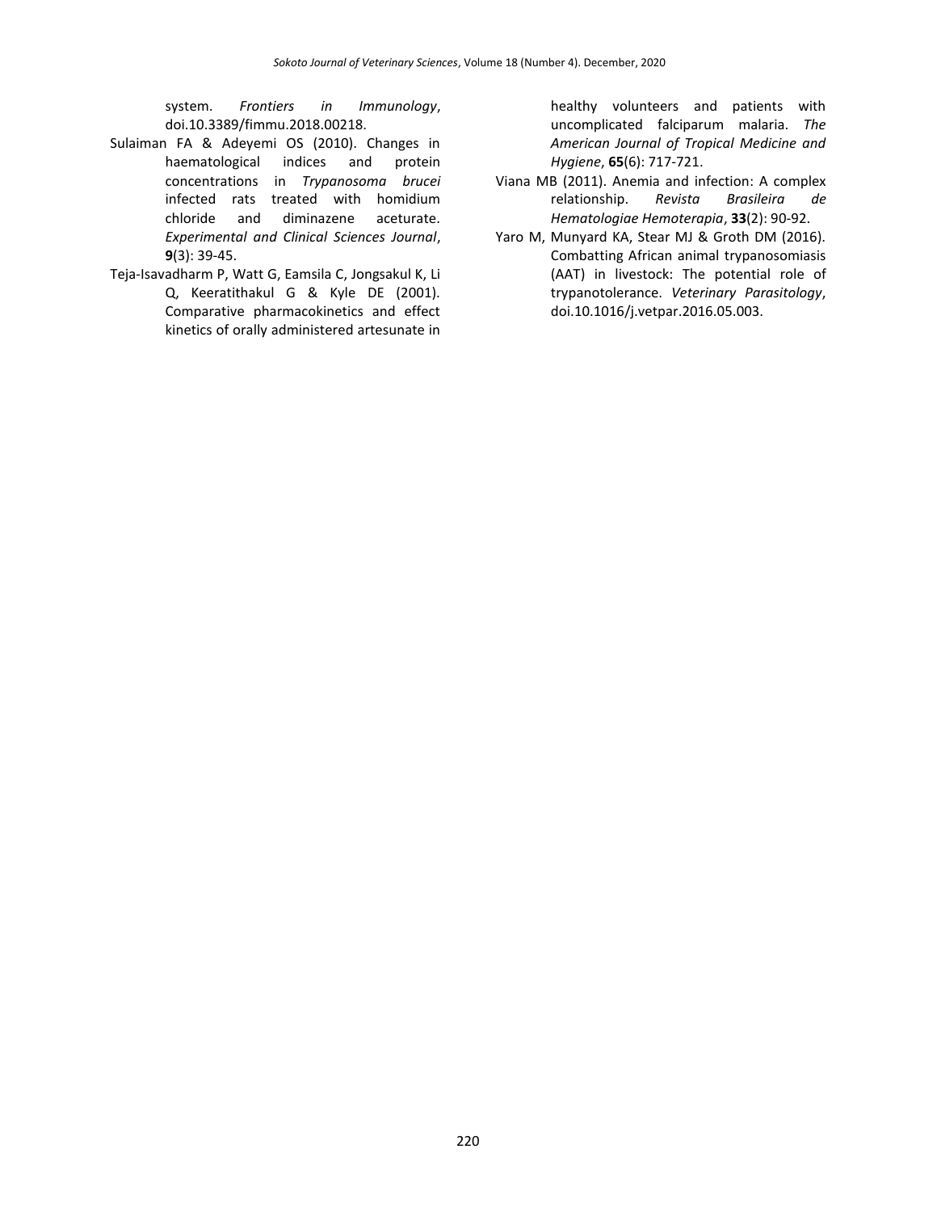system. *Frontiers in Immunology*, doi.10.3389/fimmu.2018.00218.

Sulaiman FA & Adeyemi OS (2010). Changes in haematological indices and protein concentrations in *Trypanosoma brucei* infected rats treated with homidium chloride and diminazene aceturate. *Experimental and Clinical Sciences Journal*, **9**(3): 39-45.

Teja-Isavadharm P, Watt G, Eamsila C, Jongsakul K, Li Q, Keeratithakul G & Kyle DE (2001). Comparative pharmacokinetics and effect kinetics of orally administered artesunate in healthy volunteers and patients with uncomplicated falciparum malaria. *The American Journal of Tropical Medicine and Hygiene*, **65**(6): 717-721.

Viana MB (2011). Anemia and infection: A complex relationship. *Revista Brasileira de Hematologiae Hemoterapia*, **33**(2): 90-92.

Yaro M, Munyard KA, Stear MJ & Groth DM (2016). Combatting African animal trypanosomiasis (AAT) in livestock: The potential role of trypanotolerance. *Veterinary Parasitology*, doi.10.1016/j.vetpar.2016.05.003.